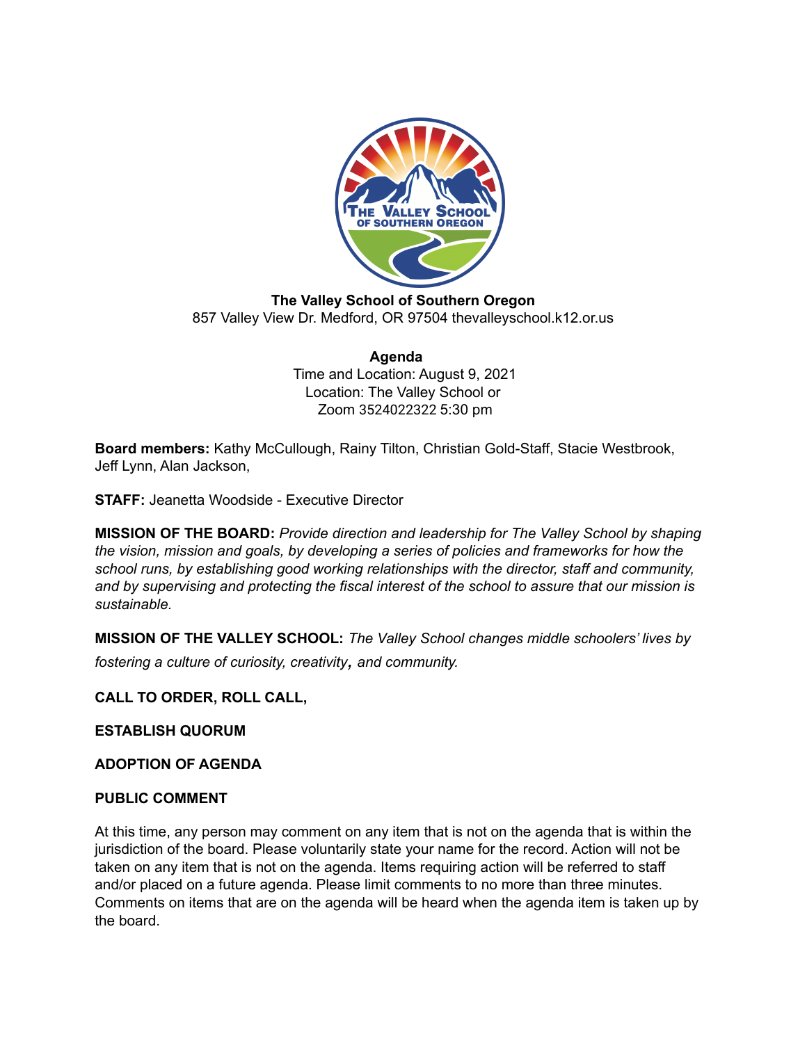**The Valley School of Southern Oregon**
857 Valley View Dr. Medford, OR 97504 thevalleyschool.k12.or.us

**Agenda**
Time and Location: August 9, 2021
Location: The Valley School or
Zoom 3524022322 5:30 pm

**Board members:** Kathy McCullough, Rainy Tilton, Christian Gold-Staff, Stacie Westbrook, Jeff Lynn, Alan Jackson,

**STAFF:** Jeanetta Woodside - Executive Director

**MISSION OF THE BOARD:** *Provide direction and leadership for The Valley School by shaping the vision, mission and goals, by developing a series of policies and frameworks for how the school runs, by establishing good working relationships with the director, staff and community, and by supervising and protecting the fiscal interest of the school to assure that our mission is sustainable.*

**MISSION OF THE VALLEY SCHOOL:** *The Valley School changes middle schoolers' lives by fostering a culture of curiosity, creativity, and community.*

**CALL TO ORDER, ROLL CALL,**

**ESTABLISH QUORUM**

**ADOPTION OF AGENDA**

**PUBLIC COMMENT**

At this time, any person may comment on any item that is not on the agenda that is within the jurisdiction of the board. Please voluntarily state your name for the record. Action will not be taken on any item that is not on the agenda. Items requiring action will be referred to staff and/or placed on a future agenda. Please limit comments to no more than three minutes. Comments on items that are on the agenda will be heard when the agenda item is taken up by the board.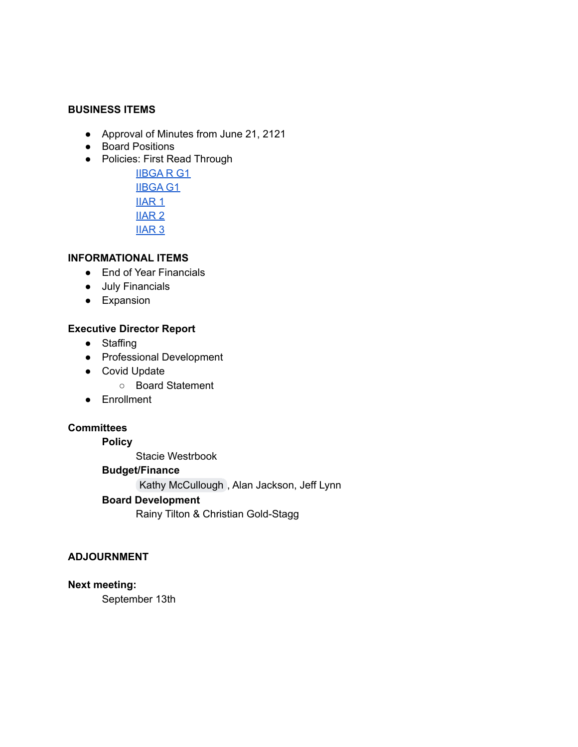## BUSINESS ITEMS

- Approval of Minutes from June 21, 2121
- Board Positions
- Policies: First Read Through
  - IIBGA R G1
  - IIBGA G1
  - IIAR 1
  - IIAR 2
  - IIAR 3

## INFORMATIONAL ITEMS

- End of Year Financials
- July Financials
- Expansion

## Executive Director Report

- Staffing
- Professional Development
- Covid Update
  - Board Statement
- Enrollment

## Committees

**Policy**

Stacie Westrbook

**Budget/Finance**

Kathy McCullough, Alan Jackson, Jeff Lynn

**Board Development**

Rainy Tilton & Christian Gold-Stagg

## ADJOURNMENT

**Next meeting:**

September 13th